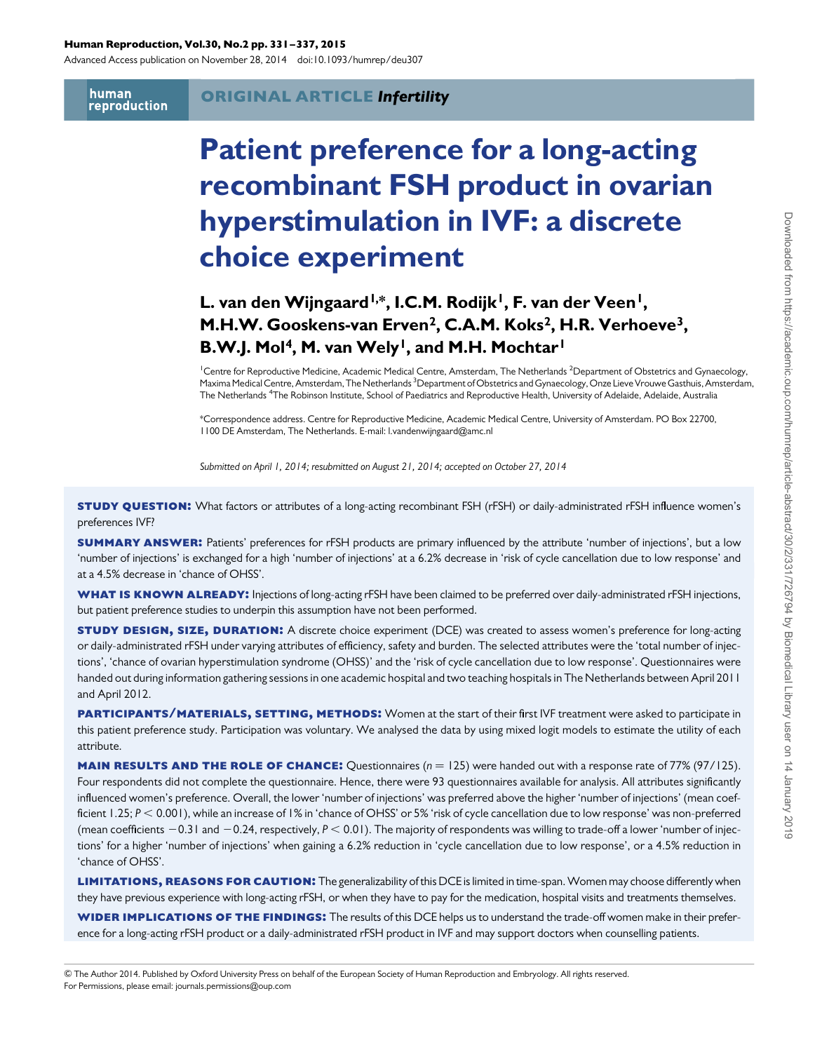**ORIGINAL ARTICLE** ***Infertility***

# Patient preference for a long-acting recombinant FSH product in ovarian hyperstimulation in IVF: a discrete choice experiment

**L. van den Wijngaard[1,*], I.C.M. Rodijk[1], F. van der Veen[1], M.H.W. Gooskens-van Erven[2], C.A.M. Koks[2], H.R. Verhoeve[3], B.W.J. Mol[4], M. van Wely[1], and M.H. Mochtar[1]**

[1]Centre for Reproductive Medicine, Academic Medical Centre, Amsterdam, The Netherlands [2]Department of Obstetrics and Gynaecology, Maxima Medical Centre, Amsterdam, The Netherlands [3]Department of Obstetrics and Gynaecology, Onze Lieve Vrouwe Gasthuis, Amsterdam, The Netherlands [4]The Robinson Institute, School of Paediatrics and Reproductive Health, University of Adelaide, Adelaide, Australia

*Correspondence address. Centre for Reproductive Medicine, Academic Medical Centre, University of Amsterdam. PO Box 22700, 1100 DE Amsterdam, The Netherlands. E-mail: l.vandenwijngaard@amc.nl

*Submitted on April 1, 2014; resubmitted on August 21, 2014; accepted on October 27, 2014*

**STUDY QUESTION:** What factors or attributes of a long-acting recombinant FSH (rFSH) or daily-administrated rFSH influence women's preferences IVF?

**SUMMARY ANSWER:** Patients' preferences for rFSH products are primary influenced by the attribute 'number of injections', but a low 'number of injections' is exchanged for a high 'number of injections' at a 6.2% decrease in 'risk of cycle cancellation due to low response' and at a 4.5% decrease in 'chance of OHSS'.

**WHAT IS KNOWN ALREADY:** Injections of long-acting rFSH have been claimed to be preferred over daily-administrated rFSH injections, but patient preference studies to underpin this assumption have not been performed.

**STUDY DESIGN, SIZE, DURATION:** A discrete choice experiment (DCE) was created to assess women's preference for long-acting or daily-administrated rFSH under varying attributes of efficiency, safety and burden. The selected attributes were the 'total number of injections', 'chance of ovarian hyperstimulation syndrome (OHSS)' and the 'risk of cycle cancellation due to low response'. Questionnaires were handed out during information gathering sessions in one academic hospital and two teaching hospitals in The Netherlands between April 2011 and April 2012.

**PARTICIPANTS/MATERIALS, SETTING, METHODS:** Women at the start of their first IVF treatment were asked to participate in this patient preference study. Participation was voluntary. We analysed the data by using mixed logit models to estimate the utility of each attribute.

**MAIN RESULTS AND THE ROLE OF CHANCE:** Questionnaires ($n = 125$) were handed out with a response rate of 77% (97/125). Four respondents did not complete the questionnaire. Hence, there were 93 questionnaires available for analysis. All attributes significantly influenced women's preference. Overall, the lower 'number of injections' was preferred above the higher 'number of injections' (mean coefficient 1.25; $P < 0.001$), while an increase of 1% in 'chance of OHSS' or 5% 'risk of cycle cancellation due to low response' was non-preferred (mean coefficients $-0.31$ and $-0.24$, respectively, $P < 0.01$). The majority of respondents was willing to trade-off a lower 'number of injections' for a higher 'number of injections' when gaining a 6.2% reduction in 'cycle cancellation due to low response', or a 4.5% reduction in 'chance of OHSS'.

**LIMITATIONS, REASONS FOR CAUTION:** The generalizability of this DCE is limited in time-span. Women may choose differently when they have previous experience with long-acting rFSH, or when they have to pay for the medication, hospital visits and treatments themselves.

**WIDER IMPLICATIONS OF THE FINDINGS:** The results of this DCE helps us to understand the trade-off women make in their preference for a long-acting rFSH product or a daily-administrated rFSH product in IVF and may support doctors when counselling patients.

© The Author 2014. Published by Oxford University Press on behalf of the European Society of Human Reproduction and Embryology. All rights reserved.
For Permissions, please email: journals.permissions@oup.com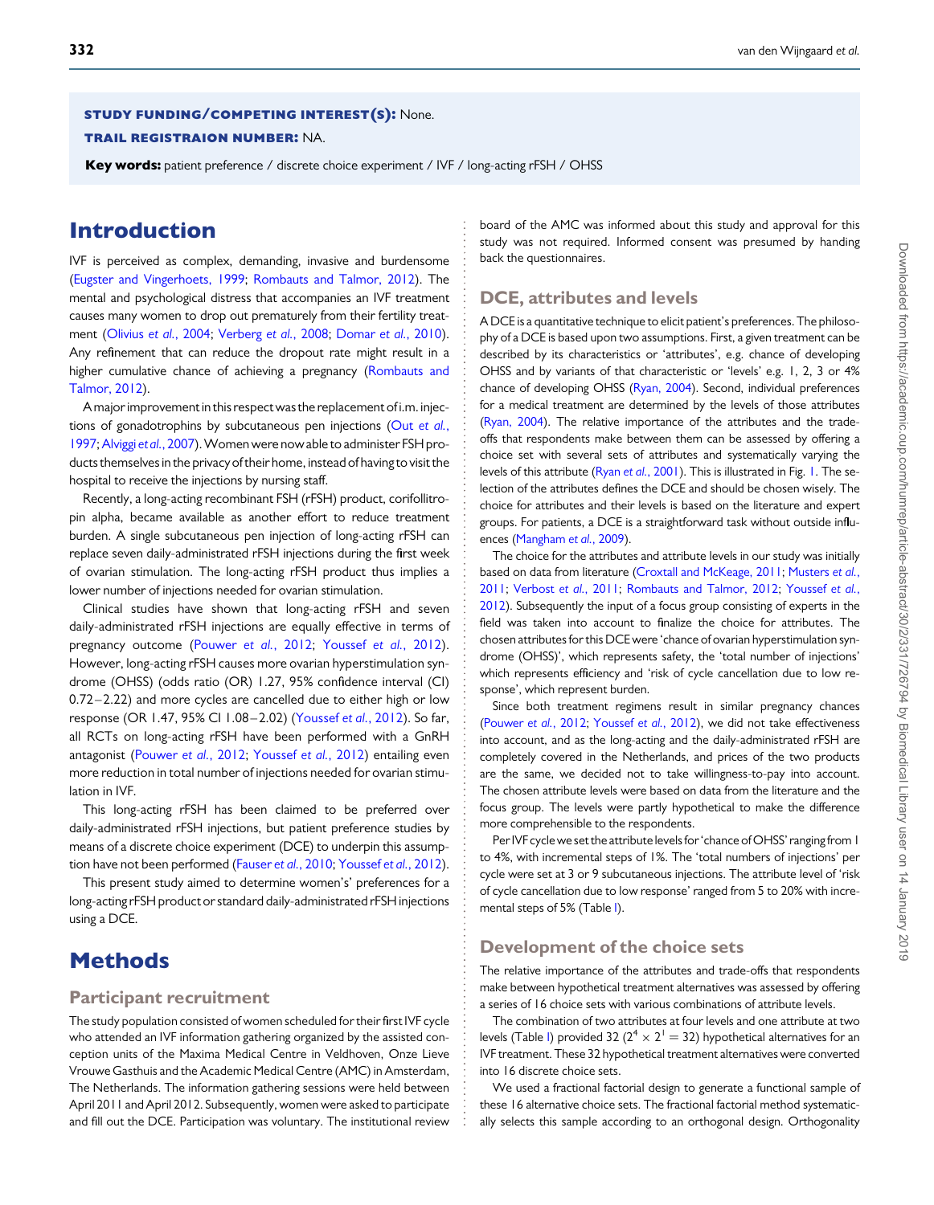**STUDY FUNDING/COMPETING INTEREST(S):** None.

**TRAIL REGISTRAION NUMBER:** NA.

**Key words:** patient preference / discrete choice experiment / IVF / long-acting rFSH / OHSS

# Introduction

IVF is perceived as complex, demanding, invasive and burdensome (Eugster and Vingerhoets, 1999; Rombauts and Talmor, 2012). The mental and psychological distress that accompanies an IVF treatment causes many women to drop out prematurely from their fertility treatment (Olivius *et al.*, 2004; Verberg *et al.*, 2008; Domar *et al.*, 2010). Any refinement that can reduce the dropout rate might result in a higher cumulative chance of achieving a pregnancy (Rombauts and Talmor, 2012).

A major improvement in this respect was the replacement of i.m. injections of gonadotrophins by subcutaneous pen injections (Out *et al.*, 1997; Alviggi *et al.*, 2007). Women were now able to administer FSH products themselves in the privacy of their home, instead of having to visit the hospital to receive the injections by nursing staff.

Recently, a long-acting recombinant FSH (rFSH) product, corifollitropin alpha, became available as another effort to reduce treatment burden. A single subcutaneous pen injection of long-acting rFSH can replace seven daily-administrated rFSH injections during the first week of ovarian stimulation. The long-acting rFSH product thus implies a lower number of injections needed for ovarian stimulation.

Clinical studies have shown that long-acting rFSH and seven daily-administrated rFSH injections are equally effective in terms of pregnancy outcome (Pouwer *et al.*, 2012; Youssef *et al.*, 2012). However, long-acting rFSH causes more ovarian hyperstimulation syndrome (OHSS) (odds ratio (OR) 1.27, 95% confidence interval (CI) 0.72–2.22) and more cycles are cancelled due to either high or low response (OR 1.47, 95% CI 1.08–2.02) (Youssef *et al.*, 2012). So far, all RCTs on long-acting rFSH have been performed with a GnRH antagonist (Pouwer *et al.*, 2012; Youssef *et al.*, 2012) entailing even more reduction in total number of injections needed for ovarian stimulation in IVF.

This long-acting rFSH has been claimed to be preferred over daily-administrated rFSH injections, but patient preference studies by means of a discrete choice experiment (DCE) to underpin this assumption have not been performed (Fauser *et al.*, 2010; Youssef *et al.*, 2012).

This present study aimed to determine women's' preferences for a long-acting rFSH product or standard daily-administrated rFSH injections using a DCE.

# Methods

## Participant recruitment

The study population consisted of women scheduled for their first IVF cycle who attended an IVF information gathering organized by the assisted conception units of the Maxima Medical Centre in Veldhoven, Onze Lieve Vrouwe Gasthuis and the Academic Medical Centre (AMC) in Amsterdam, The Netherlands. The information gathering sessions were held between April 2011 and April 2012. Subsequently, women were asked to participate and fill out the DCE. Participation was voluntary. The institutional review board of the AMC was informed about this study and approval for this study was not required. Informed consent was presumed by handing back the questionnaires.

## DCE, attributes and levels

A DCE is a quantitative technique to elicit patient's preferences. The philosophy of a DCE is based upon two assumptions. First, a given treatment can be described by its characteristics or 'attributes', e.g. chance of developing OHSS and by variants of that characteristic or 'levels' e.g. 1, 2, 3 or 4% chance of developing OHSS (Ryan, 2004). Second, individual preferences for a medical treatment are determined by the levels of those attributes (Ryan, 2004). The relative importance of the attributes and the trade-offs that respondents make between them can be assessed by offering a choice set with several sets of attributes and systematically varying the levels of this attribute (Ryan *et al.*, 2001). This is illustrated in Fig. 1. The selection of the attributes defines the DCE and should be chosen wisely. The choice for attributes and their levels is based on the literature and expert groups. For patients, a DCE is a straightforward task without outside influences (Mangham *et al.*, 2009).

The choice for the attributes and attribute levels in our study was initially based on data from literature (Croxtall and McKeage, 2011; Musters *et al.*, 2011; Verbost *et al.*, 2011; Rombauts and Talmor, 2012; Youssef *et al.*, 2012). Subsequently the input of a focus group consisting of experts in the field was taken into account to finalize the choice for attributes. The chosen attributes for this DCE were 'chance of ovarian hyperstimulation syndrome (OHSS)', which represents safety, the 'total number of injections' which represents efficiency and 'risk of cycle cancellation due to low response', which represent burden.

Since both treatment regimens result in similar pregnancy chances (Pouwer *et al.*, 2012; Youssef *et al.*, 2012), we did not take effectiveness into account, and as the long-acting and the daily-administrated rFSH are completely covered in the Netherlands, and prices of the two products are the same, we decided not to take willingness-to-pay into account. The chosen attribute levels were based on data from the literature and the focus group. The levels were partly hypothetical to make the difference more comprehensible to the respondents.

Per IVF cycle we set the attribute levels for 'chance of OHSS' ranging from 1 to 4%, with incremental steps of 1%. The 'total numbers of injections' per cycle were set at 3 or 9 subcutaneous injections. The attribute level of 'risk of cycle cancellation due to low response' ranged from 5 to 20% with incremental steps of 5% (Table I).

## Development of the choice sets

The relative importance of the attributes and trade-offs that respondents make between hypothetical treatment alternatives was assessed by offering a series of 16 choice sets with various combinations of attribute levels.

The combination of two attributes at four levels and one attribute at two levels (Table I) provided 32 ($2^4 \times 2^1 = 32$) hypothetical alternatives for an IVF treatment. These 32 hypothetical treatment alternatives were converted into 16 discrete choice sets.

We used a fractional factorial design to generate a functional sample of these 16 alternative choice sets. The fractional factorial method systematically selects this sample according to an orthogonal design. Orthogonality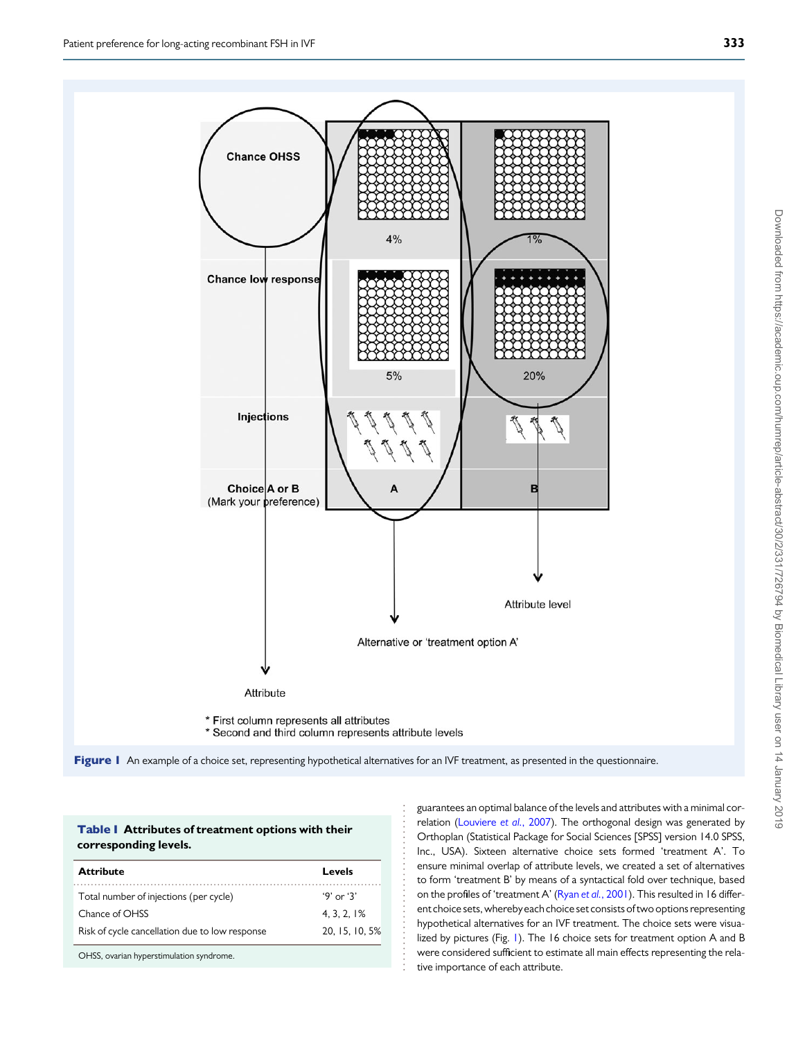Figure 1 An example of a choice set, representing hypothetical alternatives for an IVF treatment, as presented in the questionnaire.

**Table I Attributes of treatment options with their corresponding levels.**

| Attribute | Levels |
|---|---|
| Total number of injections (per cycle) | '9' or '3' |
| Chance of OHSS | 4, 3, 2, 1% |
| Risk of cycle cancellation due to low response | 20, 15, 10, 5% |

OHSS, ovarian hyperstimulation syndrome.

guarantees an optimal balance of the levels and attributes with a minimal correlation (Louviere *et al.*, 2007). The orthogonal design was generated by Orthoplan (Statistical Package for Social Sciences [SPSS] version 14.0 SPSS, Inc., USA). Sixteen alternative choice sets formed 'treatment A'. To ensure minimal overlap of attribute levels, we created a set of alternatives to form 'treatment B' by means of a syntactical fold over technique, based on the profiles of 'treatment A' (Ryan *et al.*, 2001). This resulted in 16 different choice sets, whereby each choice set consists of two options representing hypothetical alternatives for an IVF treatment. The choice sets were visualized by pictures (Fig. 1). The 16 choice sets for treatment option A and B were considered sufficient to estimate all main effects representing the relative importance of each attribute.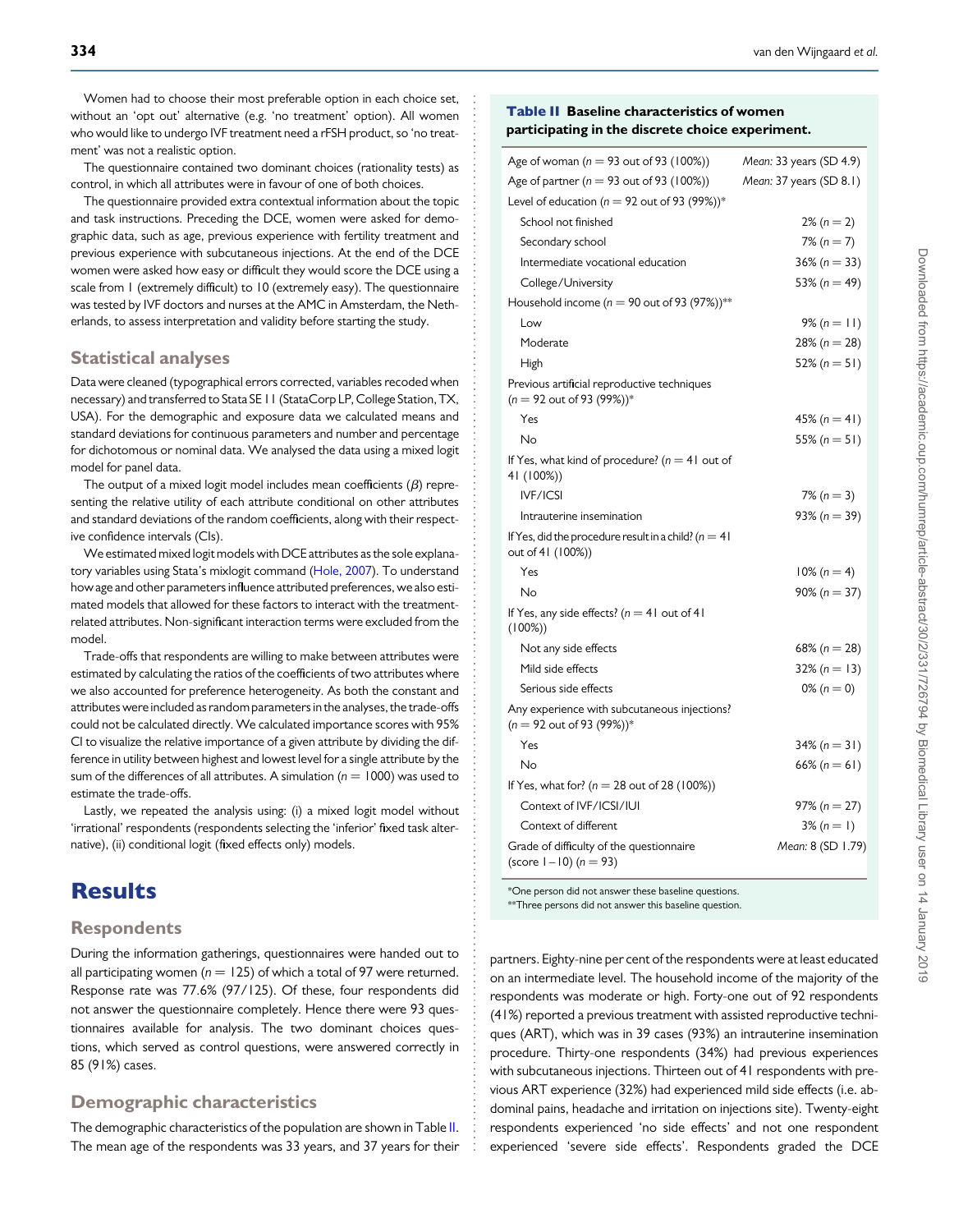Women had to choose their most preferable option in each choice set, without an 'opt out' alternative (e.g. 'no treatment' option). All women who would like to undergo IVF treatment need a rFSH product, so 'no treatment' was not a realistic option.

The questionnaire contained two dominant choices (rationality tests) as control, in which all attributes were in favour of one of both choices.

The questionnaire provided extra contextual information about the topic and task instructions. Preceding the DCE, women were asked for demographic data, such as age, previous experience with fertility treatment and previous experience with subcutaneous injections. At the end of the DCE women were asked how easy or difficult they would score the DCE using a scale from 1 (extremely difficult) to 10 (extremely easy). The questionnaire was tested by IVF doctors and nurses at the AMC in Amsterdam, the Netherlands, to assess interpretation and validity before starting the study.

## Statistical analyses

Data were cleaned (typographical errors corrected, variables recoded when necessary) and transferred to Stata SE 11 (StataCorp LP, College Station, TX, USA). For the demographic and exposure data we calculated means and standard deviations for continuous parameters and number and percentage for dichotomous or nominal data. We analysed the data using a mixed logit model for panel data.

The output of a mixed logit model includes mean coefficients ($\beta$) representing the relative utility of each attribute conditional on other attributes and standard deviations of the random coefficients, along with their respective confidence intervals (CIs).

We estimated mixed logit models with DCE attributes as the sole explanatory variables using Stata's mixlogit command (Hole, 2007). To understand how age and other parameters influence attributed preferences, we also estimated models that allowed for these factors to interact with the treatment-related attributes. Non-significant interaction terms were excluded from the model.

Trade-offs that respondents are willing to make between attributes were estimated by calculating the ratios of the coefficients of two attributes where we also accounted for preference heterogeneity. As both the constant and attributes were included as random parameters in the analyses, the trade-offs could not be calculated directly. We calculated importance scores with 95% CI to visualize the relative importance of a given attribute by dividing the difference in utility between highest and lowest level for a single attribute by the sum of the differences of all attributes. A simulation ($n$ = 1000) was used to estimate the trade-offs.

Lastly, we repeated the analysis using: (i) a mixed logit model without 'irrational' respondents (respondents selecting the 'inferior' fixed task alternative), (ii) conditional logit (fixed effects only) models.

# Results

## Respondents

During the information gatherings, questionnaires were handed out to all participating women ($n$ = 125) of which a total of 97 were returned. Response rate was 77.6% (97/125). Of these, four respondents did not answer the questionnaire completely. Hence there were 93 questionnaires available for analysis. The two dominant choices questions, which served as control questions, were answered correctly in 85 (91%) cases.

## Demographic characteristics

The demographic characteristics of the population are shown in Table II. The mean age of the respondents was 33 years, and 37 years for their partners. Eighty-nine per cent of the respondents were at least educated on an intermediate level. The household income of the majority of the respondents was moderate or high. Forty-one out of 92 respondents (41%) reported a previous treatment with assisted reproductive techniques (ART), which was in 39 cases (93%) an intrauterine insemination procedure. Thirty-one respondents (34%) had previous experiences with subcutaneous injections. Thirteen out of 41 respondents with previous ART experience (32%) had experienced mild side effects (i.e. abdominal pains, headache and irritation on injections site). Twenty-eight respondents experienced 'no side effects' and not one respondent experienced 'severe side effects'. Respondents graded the DCE

**Table II** Baseline characteristics of women participating in the discrete choice experiment.

| | |
|---|---|
| Age of woman ($n$ = 93 out of 93 (100%)) | *Mean:* 33 years (SD 4.9) |
| Age of partner ($n$ = 93 out of 93 (100%)) | *Mean:* 37 years (SD 8.1) |
| Level of education ($n$ = 92 out of 93 (99%))* | |
| School not finished | 2% ($n$ = 2) |
| Secondary school | 7% ($n$ = 7) |
| Intermediate vocational education | 36% ($n$ = 33) |
| College/University | 53% ($n$ = 49) |
| Household income ($n$ = 90 out of 93 (97%))** | |
| Low | 9% ($n$ = 11) |
| Moderate | 28% ($n$ = 28) |
| High | 52% ($n$ = 51) |
| Previous artificial reproductive techniques ($n$ = 92 out of 93 (99%))* | |
| Yes | 45% ($n$ = 41) |
| No | 55% ($n$ = 51) |
| If Yes, what kind of procedure? ($n$ = 41 out of 41 (100%)) | |
| IVF/ICSI | 7% ($n$ = 3) |
| Intrauterine insemination | 93% ($n$ = 39) |
| If Yes, did the procedure result in a child? ($n$ = 41 out of 41 (100%)) | |
| Yes | 10% ($n$ = 4) |
| No | 90% ($n$ = 37) |
| If Yes, any side effects? ($n$ = 41 out of 41 (100%)) | |
| Not any side effects | 68% ($n$ = 28) |
| Mild side effects | 32% ($n$ = 13) |
| Serious side effects | 0% ($n$ = 0) |
| Any experience with subcutaneous injections? ($n$ = 92 out of 93 (99%))* | |
| Yes | 34% ($n$ = 31) |
| No | 66% ($n$ = 61) |
| If Yes, what for? ($n$ = 28 out of 28 (100%)) | |
| Context of IVF/ICSI/IUI | 97% ($n$ = 27) |
| Context of different | 3% ($n$ = 1) |
| Grade of difficulty of the questionnaire (score 1–10) ($n$ = 93) | *Mean:* 8 (SD 1.79) |

*One person did not answer these baseline questions.
**Three persons did not answer this baseline question.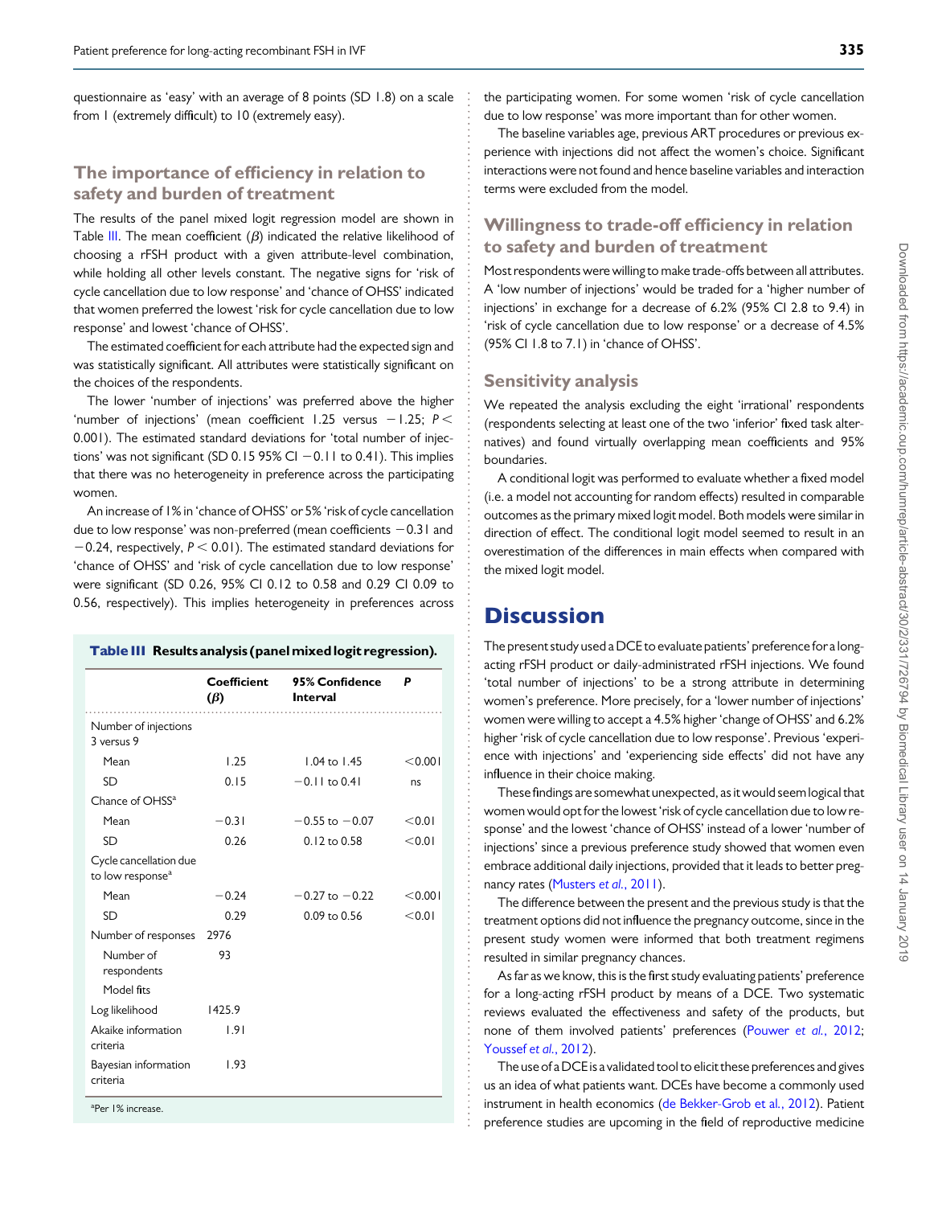questionnaire as 'easy' with an average of 8 points (SD 1.8) on a scale from 1 (extremely difficult) to 10 (extremely easy).

## The importance of efficiency in relation to safety and burden of treatment

The results of the panel mixed logit regression model are shown in Table III. The mean coefficient ($\beta$) indicated the relative likelihood of choosing a rFSH product with a given attribute-level combination, while holding all other levels constant. The negative signs for 'risk of cycle cancellation due to low response' and 'chance of OHSS' indicated that women preferred the lowest 'risk for cycle cancellation due to low response' and lowest 'chance of OHSS'.

The estimated coefficient for each attribute had the expected sign and was statistically significant. All attributes were statistically significant on the choices of the respondents.

The lower 'number of injections' was preferred above the higher 'number of injections' (mean coefficient 1.25 versus −1.25; $P <$ 0.001). The estimated standard deviations for 'total number of injections' was not significant (SD 0.15 95% CI −0.11 to 0.41). This implies that there was no heterogeneity in preference across the participating women.

An increase of 1% in 'chance of OHSS' or 5% 'risk of cycle cancellation due to low response' was non-preferred (mean coefficients −0.31 and −0.24, respectively, $P <$ 0.01). The estimated standard deviations for 'chance of OHSS' and 'risk of cycle cancellation due to low response' were significant (SD 0.26, 95% CI 0.12 to 0.58 and 0.29 CI 0.09 to 0.56, respectively). This implies heterogeneity in preferences across the participating women. For some women 'risk of cycle cancellation due to low response' was more important than for other women.

The baseline variables age, previous ART procedures or previous experience with injections did not affect the women's choice. Significant interactions were not found and hence baseline variables and interaction terms were excluded from the model.

**Table III** Results analysis (panel mixed logit regression).

| | Coefficient ($\beta$) | 95% Confidence Interval | P |
|---|---|---|---|
| Number of injections 3 versus 9 | | | |
| Mean | 1.25 | 1.04 to 1.45 | <0.001 |
| SD | 0.15 | −0.11 to 0.41 | ns |
| Chance of OHSS[a] | | | |
| Mean | −0.31 | −0.55 to −0.07 | <0.01 |
| SD | 0.26 | 0.12 to 0.58 | <0.01 |
| Cycle cancellation due to low response[a] | | | |
| Mean | −0.24 | −0.27 to −0.22 | <0.001 |
| SD | 0.29 | 0.09 to 0.56 | <0.01 |
| Number of responses | 2976 | | |
| Number of respondents | 93 | | |
| Model fits | | | |
| Log likelihood | 1425.9 | | |
| Akaike information criteria | 1.91 | | |
| Bayesian information criteria | 1.93 | | |

[a]Per 1% increase.

## Willingness to trade-off efficiency in relation to safety and burden of treatment

Most respondents were willing to make trade-offs between all attributes. A 'low number of injections' would be traded for a 'higher number of injections' in exchange for a decrease of 6.2% (95% CI 2.8 to 9.4) in 'risk of cycle cancellation due to low response' or a decrease of 4.5% (95% CI 1.8 to 7.1) in 'chance of OHSS'.

## Sensitivity analysis

We repeated the analysis excluding the eight 'irrational' respondents (respondents selecting at least one of the two 'inferior' fixed task alternatives) and found virtually overlapping mean coefficients and 95% boundaries.

A conditional logit was performed to evaluate whether a fixed model (i.e. a model not accounting for random effects) resulted in comparable outcomes as the primary mixed logit model. Both models were similar in direction of effect. The conditional logit model seemed to result in an overestimation of the differences in main effects when compared with the mixed logit model.

# Discussion

The present study used a DCE to evaluate patients' preference for a long-acting rFSH product or daily-administrated rFSH injections. We found 'total number of injections' to be a strong attribute in determining women's preference. More precisely, for a 'lower number of injections' women were willing to accept a 4.5% higher 'change of OHSS' and 6.2% higher 'risk of cycle cancellation due to low response'. Previous 'experience with injections' and 'experiencing side effects' did not have any influence in their choice making.

These findings are somewhat unexpected, as it would seem logical that women would opt for the lowest 'risk of cycle cancellation due to low response' and the lowest 'chance of OHSS' instead of a lower 'number of injections' since a previous preference study showed that women even embrace additional daily injections, provided that it leads to better pregnancy rates (Musters *et al.*, 2011).

The difference between the present and the previous study is that the treatment options did not influence the pregnancy outcome, since in the present study women were informed that both treatment regimens resulted in similar pregnancy chances.

As far as we know, this is the first study evaluating patients' preference for a long-acting rFSH product by means of a DCE. Two systematic reviews evaluated the effectiveness and safety of the products, but none of them involved patients' preferences (Pouwer *et al.*, 2012; Youssef *et al.*, 2012).

The use of a DCE is a validated tool to elicit these preferences and gives us an idea of what patients want. DCEs have become a commonly used instrument in health economics (de Bekker-Grob et al., 2012). Patient preference studies are upcoming in the field of reproductive medicine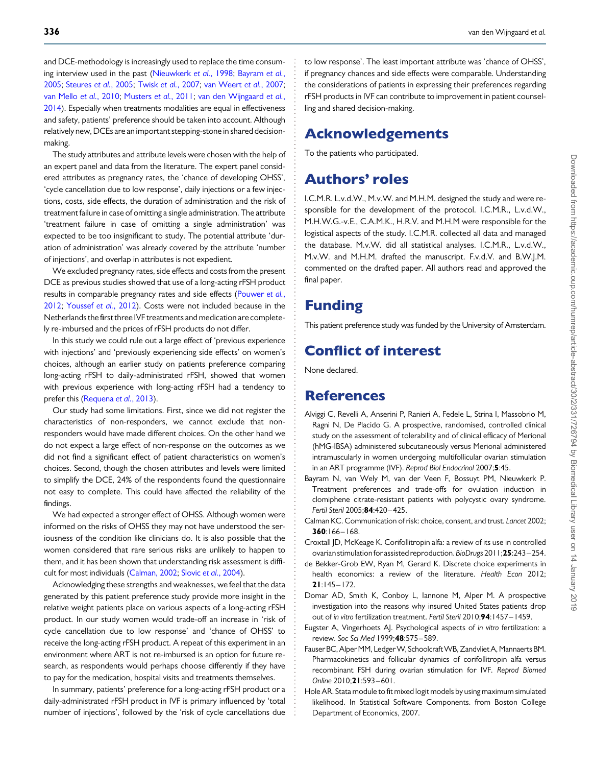and DCE-methodology is increasingly used to replace the time consuming interview used in the past (Nieuwkerk *et al.*, 1998; Bayram *et al.*, 2005; Steures *et al.*, 2005; Twisk *et al.*, 2007; van Weert *et al.*, 2007; van Mello *et al.*, 2010; Musters *et al.*, 2011; van den Wijngaard *et al.*, 2014). Especially when treatments modalities are equal in effectiveness and safety, patients' preference should be taken into account. Although relatively new, DCEs are an important stepping-stone in shared decision-making.

The study attributes and attribute levels were chosen with the help of an expert panel and data from the literature. The expert panel considered attributes as pregnancy rates, the 'chance of developing OHSS', 'cycle cancellation due to low response', daily injections or a few injections, costs, side effects, the duration of administration and the risk of treatment failure in case of omitting a single administration. The attribute 'treatment failure in case of omitting a single administration' was expected to be too insignificant to study. The potential attribute 'duration of administration' was already covered by the attribute 'number of injections', and overlap in attributes is not expedient.

We excluded pregnancy rates, side effects and costs from the present DCE as previous studies showed that use of a long-acting rFSH product results in comparable pregnancy rates and side effects (Pouwer *et al.*, 2012; Youssef *et al.*, 2012). Costs were not included because in the Netherlands the first three IVF treatments and medication are completely re-imbursed and the prices of rFSH products do not differ.

In this study we could rule out a large effect of 'previous experience with injections' and 'previously experiencing side effects' on women's choices, although an earlier study on patients preference comparing long-acting rFSH to daily-administrated rFSH, showed that women with previous experience with long-acting rFSH had a tendency to prefer this (Requena *et al.*, 2013).

Our study had some limitations. First, since we did not register the characteristics of non-responders, we cannot exclude that non-responders would have made different choices. On the other hand we do not expect a large effect of non-response on the outcomes as we did not find a significant effect of patient characteristics on women's choices. Second, though the chosen attributes and levels were limited to simplify the DCE, 24% of the respondents found the questionnaire not easy to complete. This could have affected the reliability of the findings.

We had expected a stronger effect of OHSS. Although women were informed on the risks of OHSS they may not have understood the seriousness of the condition like clinicians do. It is also possible that the women considered that rare serious risks are unlikely to happen to them, and it has been shown that understanding risk assessment is difficult for most individuals (Calman, 2002; Slovic *et al.*, 2004).

Acknowledging these strengths and weaknesses, we feel that the data generated by this patient preference study provide more insight in the relative weight patients place on various aspects of a long-acting rFSH product. In our study women would trade-off an increase in 'risk of cycle cancellation due to low response' and 'chance of OHSS' to receive the long-acting rFSH product. A repeat of this experiment in an environment where ART is not re-imbursed is an option for future research, as respondents would perhaps choose differently if they have to pay for the medication, hospital visits and treatments themselves.

In summary, patients' preference for a long-acting rFSH product or a daily-administrated rFSH product in IVF is primary influenced by 'total number of injections', followed by the 'risk of cycle cancellations due to low response'. The least important attribute was 'chance of OHSS', if pregnancy chances and side effects were comparable. Understanding the considerations of patients in expressing their preferences regarding rFSH products in IVF can contribute to improvement in patient counselling and shared decision-making.

# Acknowledgements

To the patients who participated.

# Authors' roles

I.C.M.R. L.v.d.W., M.v.W. and M.H.M. designed the study and were responsible for the development of the protocol. I.C.M.R., L.v.d.W., M.H.W.G.-v.E., C.A.M.K., H.R.V. and M.H.M were responsible for the logistical aspects of the study. I.C.M.R. collected all data and managed the database. M.v.W. did all statistical analyses. I.C.M.R., L.v.d.W., M.v.W. and M.H.M. drafted the manuscript. F.v.d.V. and B.W.J.M. commented on the drafted paper. All authors read and approved the final paper.

# Funding

This patient preference study was funded by the University of Amsterdam.

# Conflict of interest

None declared.

# References

Alviggi C, Revelli A, Anserini P, Ranieri A, Fedele L, Strina I, Massobrio M, Ragni N, De Placido G. A prospective, randomised, controlled clinical study on the assessment of tolerability and of clinical efficacy of Merional (hMG-IBSA) administered subcutaneously versus Merional administered intramuscularly in women undergoing multifollicular ovarian stimulation in an ART programme (IVF). *Reprod Biol Endocrinol* 2007;**5**:45.

Bayram N, van Wely M, van der Veen F, Bossuyt PM, Nieuwkerk P. Treatment preferences and trade-offs for ovulation induction in clomiphene citrate-resistant patients with polycystic ovary syndrome. *Fertil Steril* 2005;**84**:420–425.

Calman KC. Communication of risk: choice, consent, and trust. *Lancet* 2002; **360**:166–168.

Croxtall JD, McKeage K. Corifollitropin alfa: a review of its use in controlled ovarian stimulation for assisted reproduction. *BioDrugs* 2011;**25**:243–254.

de Bekker-Grob EW, Ryan M, Gerard K. Discrete choice experiments in health economics: a review of the literature. *Health Econ* 2012; **21**:145–172.

Domar AD, Smith K, Conboy L, Iannone M, Alper M. A prospective investigation into the reasons why insured United States patients drop out of *in vitro* fertilization treatment. *Fertil Steril* 2010;**94**:1457–1459.

Eugster A, Vingerhoets AJ. Psychological aspects of *in vitro* fertilization: a review. *Soc Sci Med* 1999;**48**:575–589.

Fauser BC, Alper MM, Ledger W, Schoolcraft WB, Zandvliet A, Mannaerts BM. Pharmacokinetics and follicular dynamics of corifollitropin alfa versus recombinant FSH during ovarian stimulation for IVF. *Reprod Biomed Online* 2010;**21**:593–601.

Hole AR. Stata module to fit mixed logit models by using maximum simulated likelihood. In Statistical Software Components. from Boston College Department of Economics, 2007.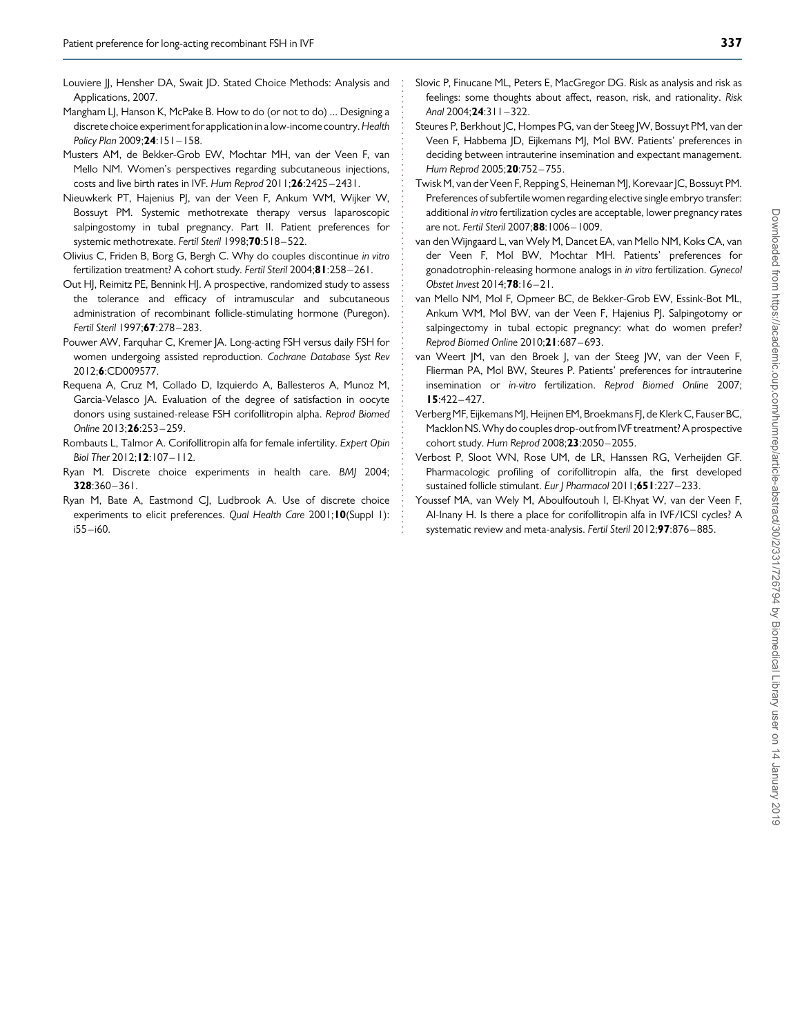Louviere JJ, Hensher DA, Swait JD. Stated Choice Methods: Analysis and Applications, 2007.

Mangham LJ, Hanson K, McPake B. How to do (or not to do) … Designing a discrete choice experiment for application in a low-income country. *Health Policy Plan* 2009;**24**:151–158.

Musters AM, de Bekker-Grob EW, Mochtar MH, van der Veen F, van Mello NM. Women's perspectives regarding subcutaneous injections, costs and live birth rates in IVF. *Hum Reprod* 2011;**26**:2425–2431.

Nieuwkerk PT, Hajenius PJ, van der Veen F, Ankum WM, Wijker W, Bossuyt PM. Systemic methotrexate therapy versus laparoscopic salpingostomy in tubal pregnancy. Part II. Patient preferences for systemic methotrexate. *Fertil Steril* 1998;**70**:518–522.

Olivius C, Friden B, Borg G, Bergh C. Why do couples discontinue *in vitro* fertilization treatment? A cohort study. *Fertil Steril* 2004;**81**:258–261.

Out HJ, Reimitz PE, Bennink HJ. A prospective, randomized study to assess the tolerance and efficacy of intramuscular and subcutaneous administration of recombinant follicle-stimulating hormone (Puregon). *Fertil Steril* 1997;**67**:278–283.

Pouwer AW, Farquhar C, Kremer JA. Long-acting FSH versus daily FSH for women undergoing assisted reproduction. *Cochrane Database Syst Rev* 2012;**6**:CD009577.

Requena A, Cruz M, Collado D, Izquierdo A, Ballesteros A, Munoz M, Garcia-Velasco JA. Evaluation of the degree of satisfaction in oocyte donors using sustained-release FSH corifollitropin alpha. *Reprod Biomed Online* 2013;**26**:253–259.

Rombauts L, Talmor A. Corifollitropin alfa for female infertility. *Expert Opin Biol Ther* 2012;**12**:107–112.

Ryan M. Discrete choice experiments in health care. *BMJ* 2004; **328**:360–361.

Ryan M, Bate A, Eastmond CJ, Ludbrook A. Use of discrete choice experiments to elicit preferences. *Qual Health Care* 2001;**10**(Suppl 1): i55–i60.

Slovic P, Finucane ML, Peters E, MacGregor DG. Risk as analysis and risk as feelings: some thoughts about affect, reason, risk, and rationality. *Risk Anal* 2004;**24**:311–322.

Steures P, Berkhout JC, Hompes PG, van der Steeg JW, Bossuyt PM, van der Veen F, Habbema JD, Eijkemans MJ, Mol BW. Patients' preferences in deciding between intrauterine insemination and expectant management. *Hum Reprod* 2005;**20**:752–755.

Twisk M, van der Veen F, Repping S, Heineman MJ, Korevaar JC, Bossuyt PM. Preferences of subfertile women regarding elective single embryo transfer: additional *in vitro* fertilization cycles are acceptable, lower pregnancy rates are not. *Fertil Steril* 2007;**88**:1006–1009.

van den Wijngaard L, van Wely M, Dancet EA, van Mello NM, Koks CA, van der Veen F, Mol BW, Mochtar MH. Patients' preferences for gonadotrophin-releasing hormone analogs in *in vitro* fertilization. *Gynecol Obstet Invest* 2014;**78**:16–21.

van Mello NM, Mol F, Opmeer BC, de Bekker-Grob EW, Essink-Bot ML, Ankum WM, Mol BW, van der Veen F, Hajenius PJ. Salpingotomy or salpingectomy in tubal ectopic pregnancy: what do women prefer? *Reprod Biomed Online* 2010;**21**:687–693.

van Weert JM, van den Broek J, van der Steeg JW, van der Veen F, Flierman PA, Mol BW, Steures P. Patients' preferences for intrauterine insemination or *in-vitro* fertilization. *Reprod Biomed Online* 2007; **15**:422–427.

Verberg MF, Eijkemans MJ, Heijnen EM, Broekmans FJ, de Klerk C, Fauser BC, Macklon NS. Why do couples drop-out from IVF treatment? A prospective cohort study. *Hum Reprod* 2008;**23**:2050–2055.

Verbost P, Sloot WN, Rose UM, de LR, Hanssen RG, Verheijden GF. Pharmacologic profiling of corifollitropin alfa, the first developed sustained follicle stimulant. *Eur J Pharmacol* 2011;**651**:227–233.

Youssef MA, van Wely M, Aboulfoutouh I, El-Khyat W, van der Veen F, Al-Inany H. Is there a place for corifollitropin alfa in IVF/ICSI cycles? A systematic review and meta-analysis. *Fertil Steril* 2012;**97**:876–885.